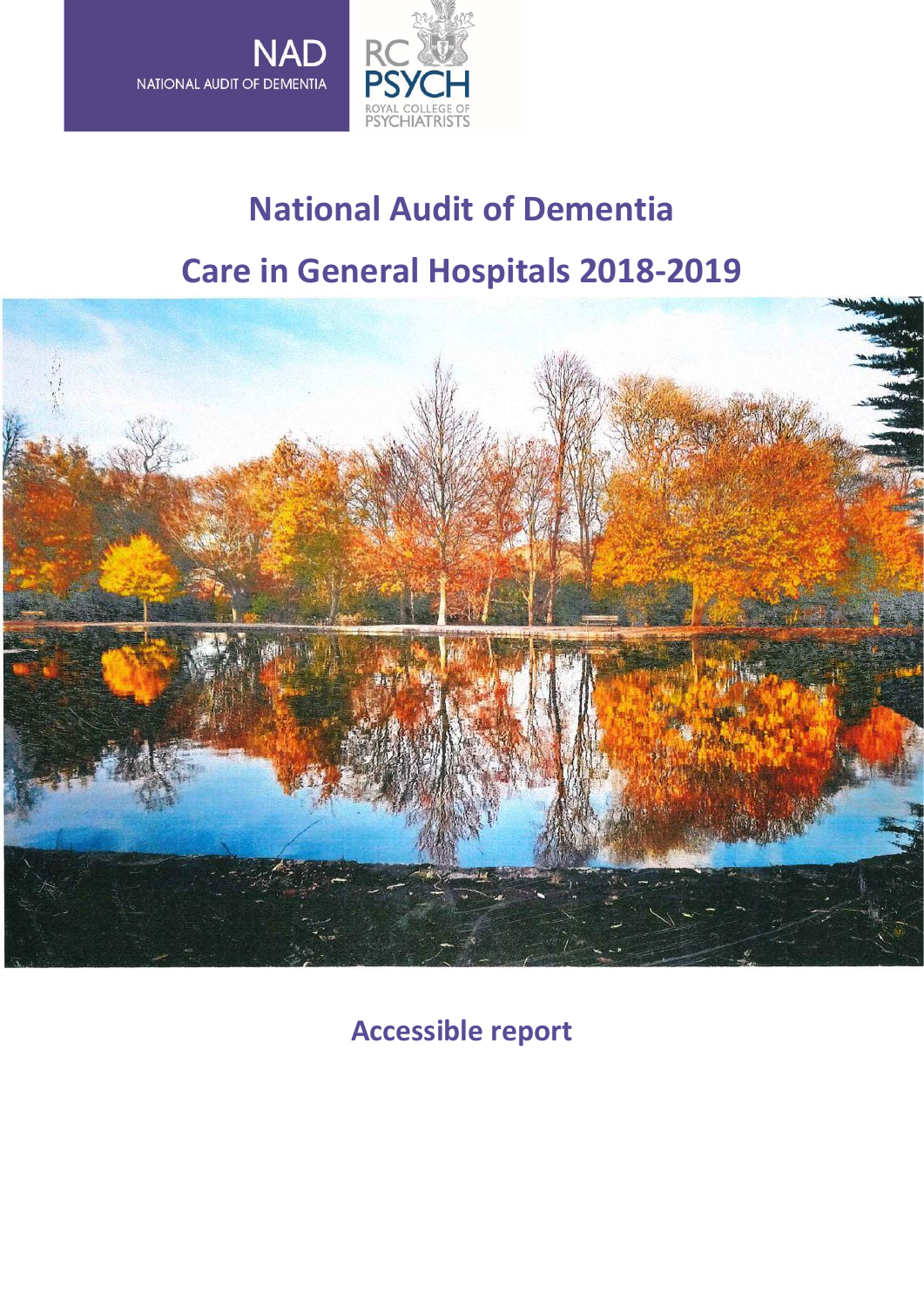NAD
NATIONAL AUDIT OF DEMENTIA

RC PSYCH
ROYAL COLLEGE OF PSYCHIATRISTS

# National Audit of Dementia

# Care in General Hospitals 2018-2019

## Accessible report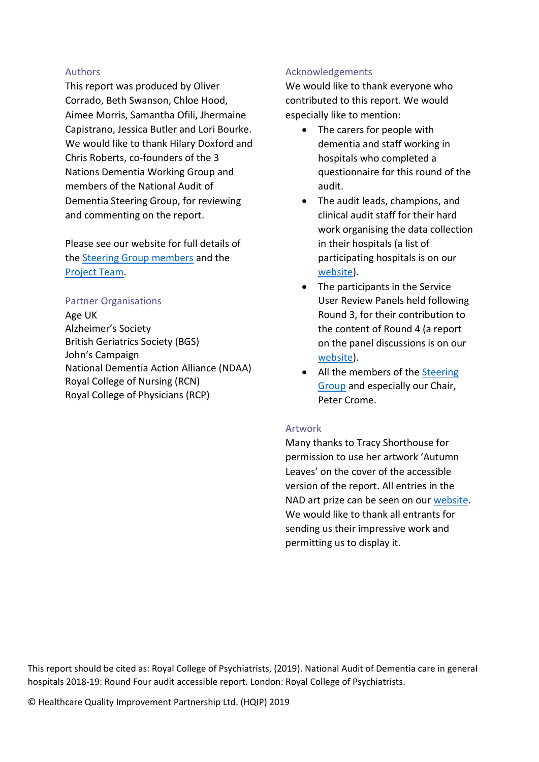## Authors

This report was produced by Oliver Corrado, Beth Swanson, Chloe Hood, Aimee Morris, Samantha Ofili, Jhermaine Capistrano, Jessica Butler and Lori Bourke. We would like to thank Hilary Doxford and Chris Roberts, co-founders of the 3 Nations Dementia Working Group and members of the National Audit of Dementia Steering Group, for reviewing and commenting on the report.

Please see our website for full details of the Steering Group members and the Project Team.

## Partner Organisations

Age UK
Alzheimer's Society
British Geriatrics Society (BGS)
John's Campaign
National Dementia Action Alliance (NDAA)
Royal College of Nursing (RCN)
Royal College of Physicians (RCP)

## Acknowledgements

We would like to thank everyone who contributed to this report. We would especially like to mention:

- The carers for people with dementia and staff working in hospitals who completed a questionnaire for this round of the audit.
- The audit leads, champions, and clinical audit staff for their hard work organising the data collection in their hospitals (a list of participating hospitals is on our website).
- The participants in the Service User Review Panels held following Round 3, for their contribution to the content of Round 4 (a report on the panel discussions is on our website).
- All the members of the Steering Group and especially our Chair, Peter Crome.

## Artwork

Many thanks to Tracy Shorthouse for permission to use her artwork 'Autumn Leaves' on the cover of the accessible version of the report. All entries in the NAD art prize can be seen on our website. We would like to thank all entrants for sending us their impressive work and permitting us to display it.

This report should be cited as: Royal College of Psychiatrists, (2019). National Audit of Dementia care in general hospitals 2018-19: Round Four audit accessible report. London: Royal College of Psychiatrists.

© Healthcare Quality Improvement Partnership Ltd. (HQIP) 2019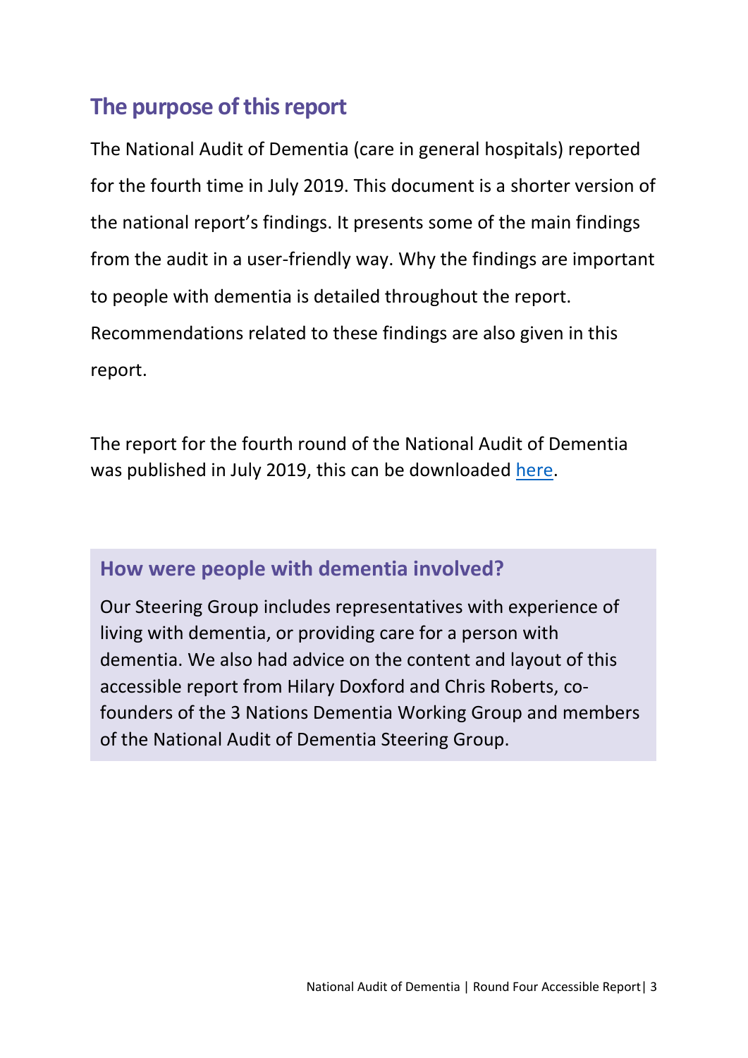## The purpose of this report

The National Audit of Dementia (care in general hospitals) reported for the fourth time in July 2019. This document is a shorter version of the national report's findings. It presents some of the main findings from the audit in a user-friendly way. Why the findings are important to people with dementia is detailed throughout the report. Recommendations related to these findings are also given in this report.

The report for the fourth round of the National Audit of Dementia was published in July 2019, this can be downloaded here.

### How were people with dementia involved?

Our Steering Group includes representatives with experience of living with dementia, or providing care for a person with dementia. We also had advice on the content and layout of this accessible report from Hilary Doxford and Chris Roberts, co-founders of the 3 Nations Dementia Working Group and members of the National Audit of Dementia Steering Group.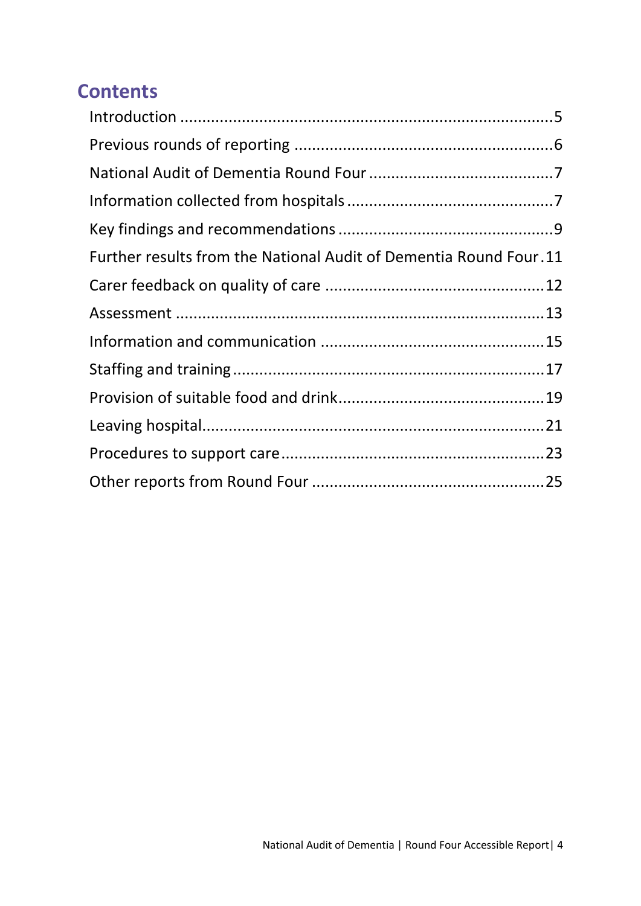## Contents

Introduction ....................................................................................5

Previous rounds of reporting .........................................................6

National Audit of Dementia Round Four .........................................7

Information collected from hospitals ..............................................7

Key findings and recommendations ................................................9

Further results from the National Audit of Dementia Round Four.11

Carer feedback on quality of care .................................................12

Assessment ..................................................................................13

Information and communication ..................................................15

Staffing and training......................................................................17

Provision of suitable food and drink..............................................19

Leaving hospital.............................................................................21

Procedures to support care...........................................................23

Other reports from Round Four ....................................................25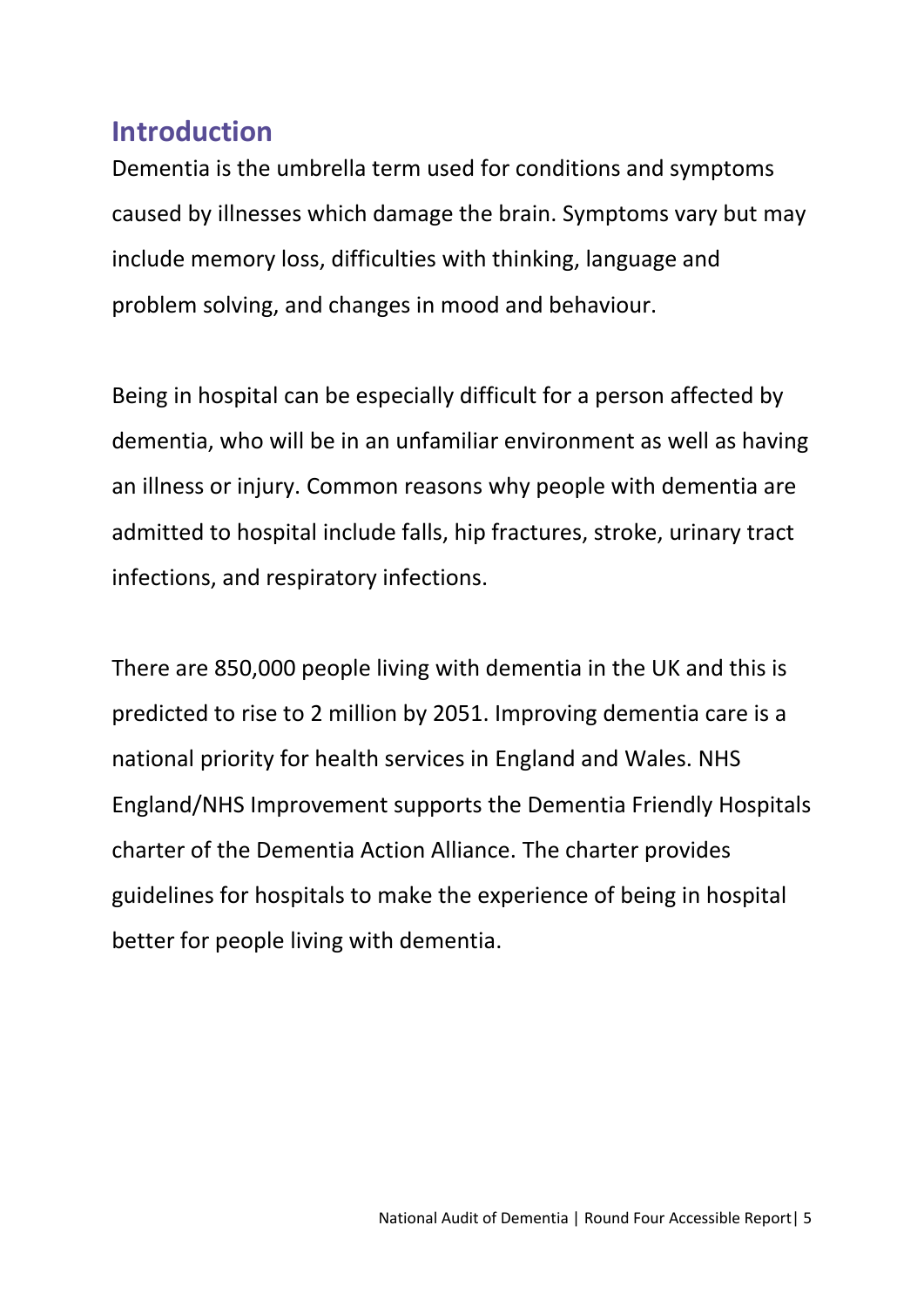## Introduction

Dementia is the umbrella term used for conditions and symptoms caused by illnesses which damage the brain. Symptoms vary but may include memory loss, difficulties with thinking, language and problem solving, and changes in mood and behaviour.

Being in hospital can be especially difficult for a person affected by dementia, who will be in an unfamiliar environment as well as having an illness or injury. Common reasons why people with dementia are admitted to hospital include falls, hip fractures, stroke, urinary tract infections, and respiratory infections.

There are 850,000 people living with dementia in the UK and this is predicted to rise to 2 million by 2051. Improving dementia care is a national priority for health services in England and Wales. NHS England/NHS Improvement supports the Dementia Friendly Hospitals charter of the Dementia Action Alliance. The charter provides guidelines for hospitals to make the experience of being in hospital better for people living with dementia.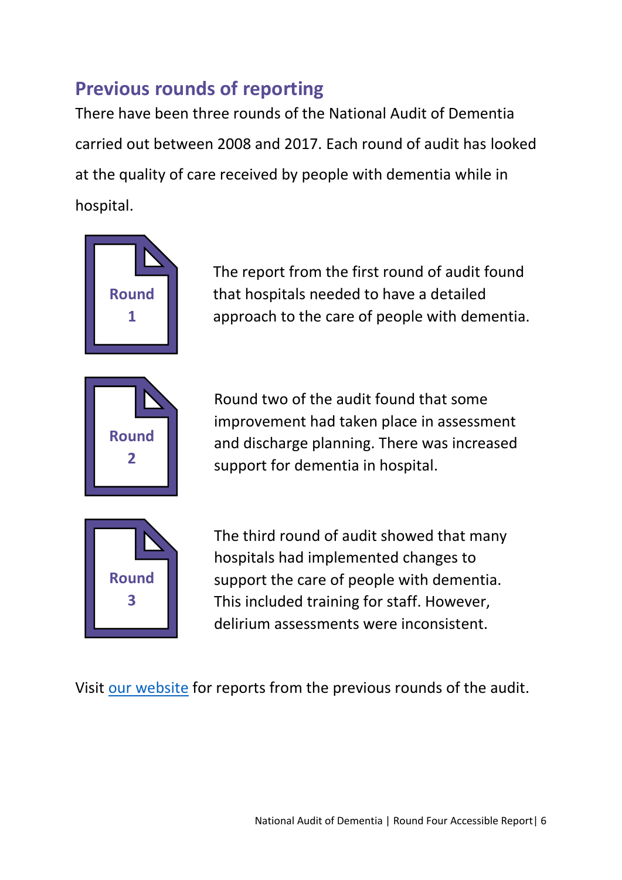## Previous rounds of reporting

There have been three rounds of the National Audit of Dementia carried out between 2008 and 2017. Each round of audit has looked at the quality of care received by people with dementia while in hospital.

**Round 1**

The report from the first round of audit found that hospitals needed to have a detailed approach to the care of people with dementia.

**Round 2**

Round two of the audit found that some improvement had taken place in assessment and discharge planning. There was increased support for dementia in hospital.

**Round 3**

The third round of audit showed that many hospitals had implemented changes to support the care of people with dementia. This included training for staff. However, delirium assessments were inconsistent.

Visit [our website]() for reports from the previous rounds of the audit.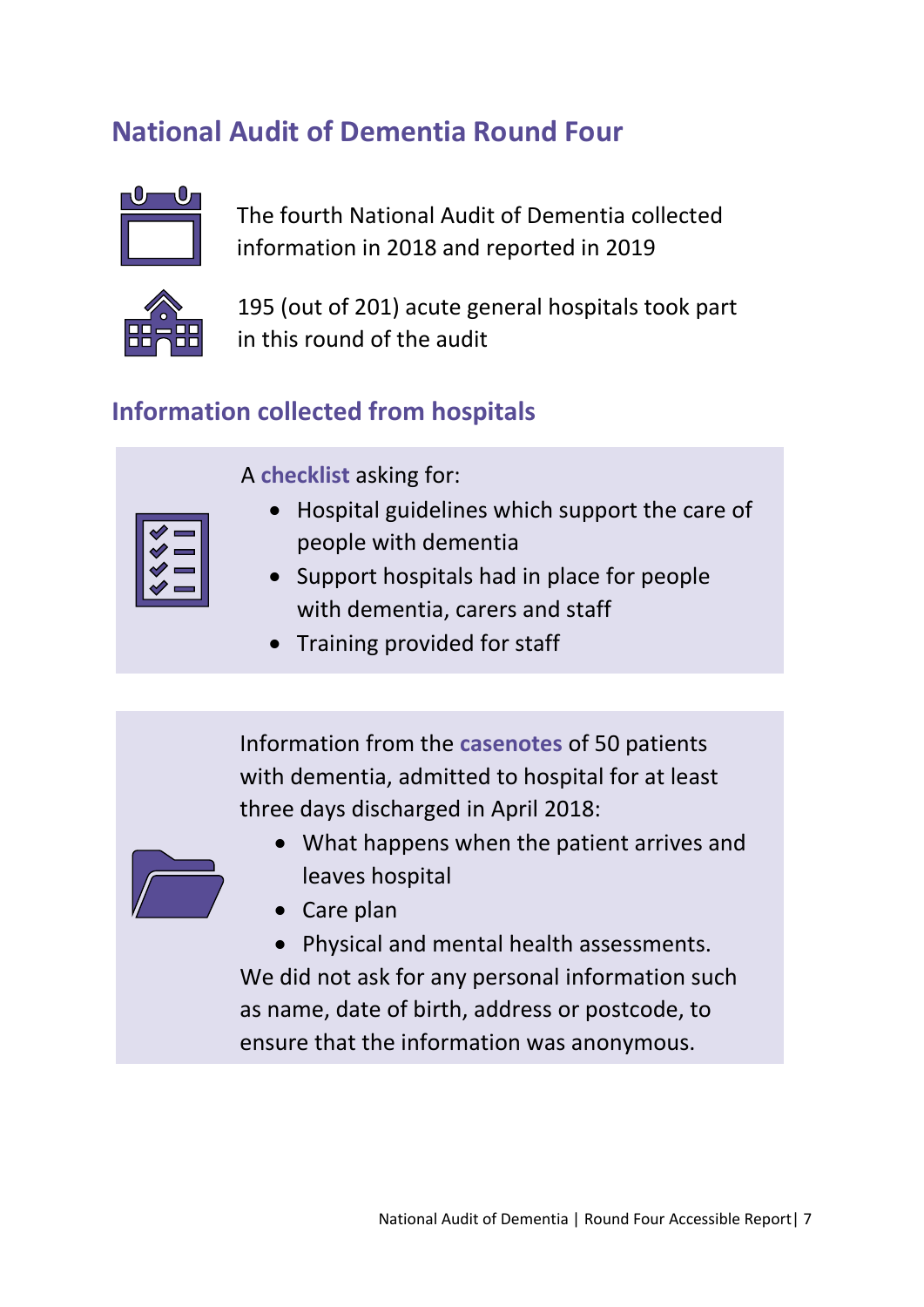## National Audit of Dementia Round Four

The fourth National Audit of Dementia collected information in 2018 and reported in 2019

195 (out of 201) acute general hospitals took part in this round of the audit

### Information collected from hospitals

A **checklist** asking for:

- Hospital guidelines which support the care of people with dementia
- Support hospitals had in place for people with dementia, carers and staff
- Training provided for staff

Information from the **casenotes** of 50 patients with dementia, admitted to hospital for at least three days discharged in April 2018:

- What happens when the patient arrives and leaves hospital
- Care plan
- Physical and mental health assessments.

We did not ask for any personal information such as name, date of birth, address or postcode, to ensure that the information was anonymous.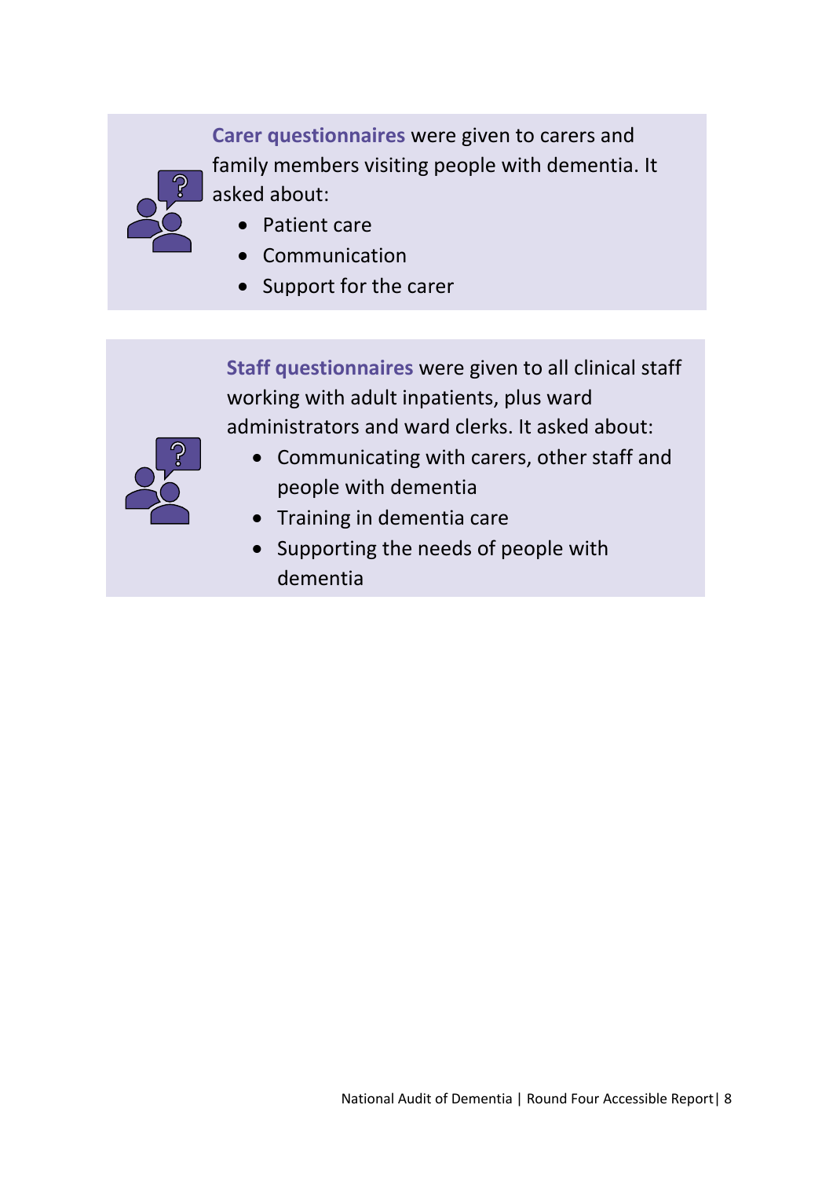**Carer questionnaires** were given to carers and family members visiting people with dementia. It asked about:

- Patient care
- Communication
- Support for the carer

**Staff questionnaires** were given to all clinical staff working with adult inpatients, plus ward administrators and ward clerks. It asked about:

- Communicating with carers, other staff and people with dementia
- Training in dementia care
- Supporting the needs of people with dementia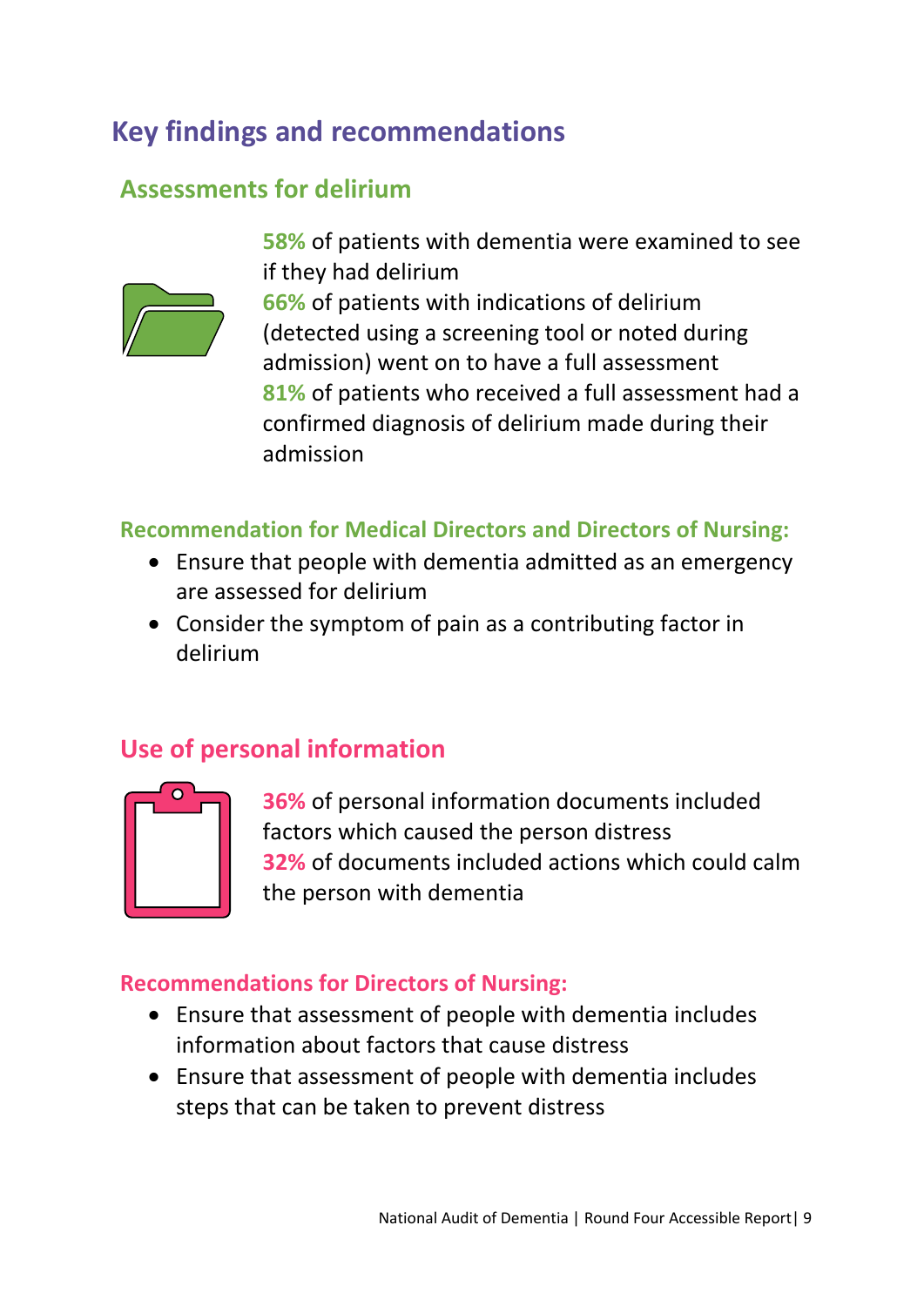# Key findings and recommendations

## Assessments for delirium

**58%** of patients with dementia were examined to see if they had delirium

**66%** of patients with indications of delirium (detected using a screening tool or noted during admission) went on to have a full assessment

**81%** of patients who received a full assessment had a confirmed diagnosis of delirium made during their admission

### Recommendation for Medical Directors and Directors of Nursing:

- Ensure that people with dementia admitted as an emergency are assessed for delirium
- Consider the symptom of pain as a contributing factor in delirium

## Use of personal information

**36%** of personal information documents included factors which caused the person distress

**32%** of documents included actions which could calm the person with dementia

### Recommendations for Directors of Nursing:

- Ensure that assessment of people with dementia includes information about factors that cause distress
- Ensure that assessment of people with dementia includes steps that can be taken to prevent distress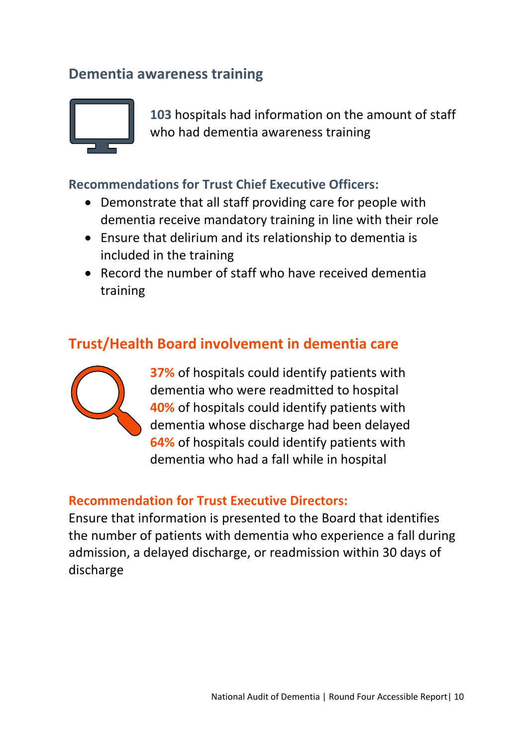## Dementia awareness training

**103** hospitals had information on the amount of staff who had dementia awareness training

### Recommendations for Trust Chief Executive Officers:

- Demonstrate that all staff providing care for people with dementia receive mandatory training in line with their role
- Ensure that delirium and its relationship to dementia is included in the training
- Record the number of staff who have received dementia training

## Trust/Health Board involvement in dementia care

**37%** of hospitals could identify patients with dementia who were readmitted to hospital
**40%** of hospitals could identify patients with dementia whose discharge had been delayed
**64%** of hospitals could identify patients with dementia who had a fall while in hospital

### Recommendation for Trust Executive Directors:

Ensure that information is presented to the Board that identifies the number of patients with dementia who experience a fall during admission, a delayed discharge, or readmission within 30 days of discharge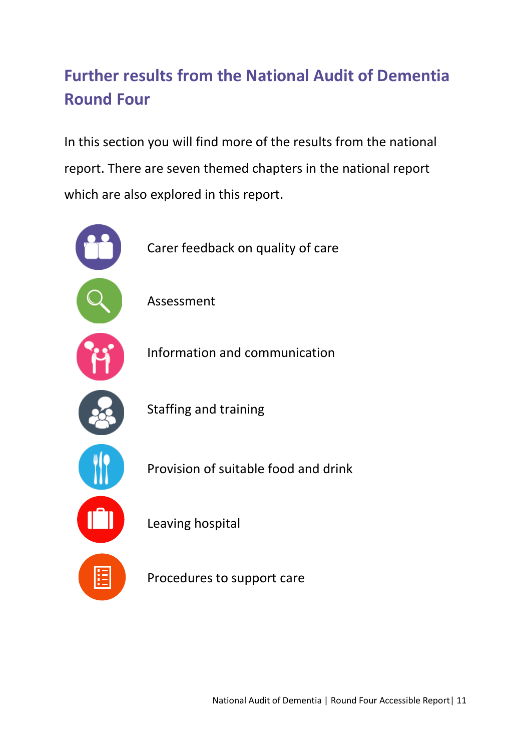# Further results from the National Audit of Dementia Round Four

In this section you will find more of the results from the national report. There are seven themed chapters in the national report which are also explored in this report.

- Carer feedback on quality of care
- Assessment
- Information and communication
- Staffing and training
- Provision of suitable food and drink
- Leaving hospital
- Procedures to support care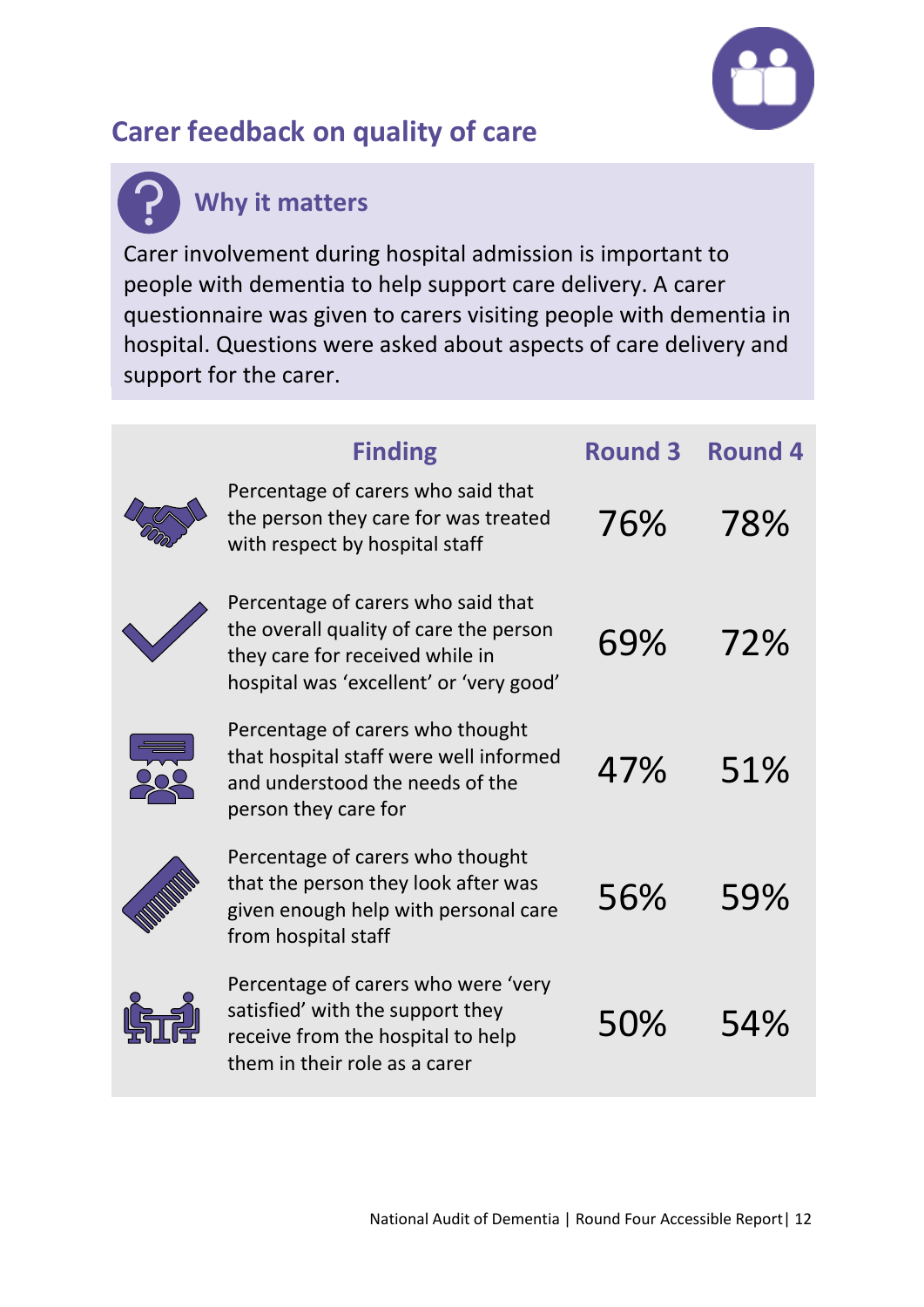## Carer feedback on quality of care

### Why it matters

Carer involvement during hospital admission is important to people with dementia to help support care delivery. A carer questionnaire was given to carers visiting people with dementia in hospital. Questions were asked about aspects of care delivery and support for the carer.

| Finding | Round 3 | Round 4 |
|---|---|---|
| Percentage of carers who said that the person they care for was treated with respect by hospital staff | 76% | 78% |
| Percentage of carers who said that the overall quality of care the person they care for received while in hospital was 'excellent' or 'very good' | 69% | 72% |
| Percentage of carers who thought that hospital staff were well informed and understood the needs of the person they care for | 47% | 51% |
| Percentage of carers who thought that the person they look after was given enough help with personal care from hospital staff | 56% | 59% |
| Percentage of carers who were 'very satisfied' with the support they receive from the hospital to help them in their role as a carer | 50% | 54% |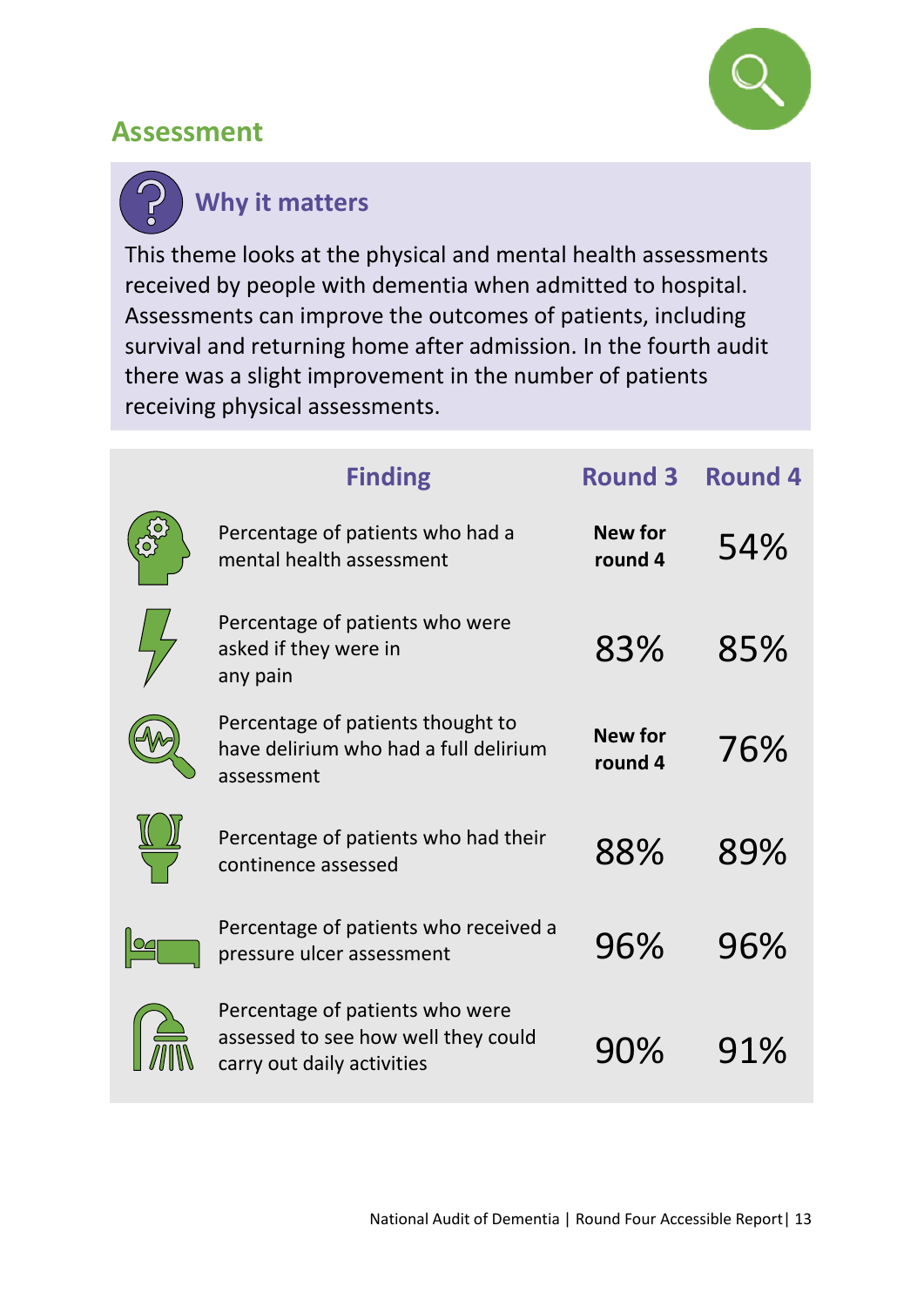## Assessment

### Why it matters

This theme looks at the physical and mental health assessments received by people with dementia when admitted to hospital. Assessments can improve the outcomes of patients, including survival and returning home after admission. In the fourth audit there was a slight improvement in the number of patients receiving physical assessments.

| Finding | Round 3 | Round 4 |
|---|---|---|
| Percentage of patients who had a mental health assessment | **New for round 4** | 54% |
| Percentage of patients who were asked if they were in any pain | 83% | 85% |
| Percentage of patients thought to have delirium who had a full delirium assessment | **New for round 4** | 76% |
| Percentage of patients who had their continence assessed | 88% | 89% |
| Percentage of patients who received a pressure ulcer assessment | 96% | 96% |
| Percentage of patients who were assessed to see how well they could carry out daily activities | 90% | 91% |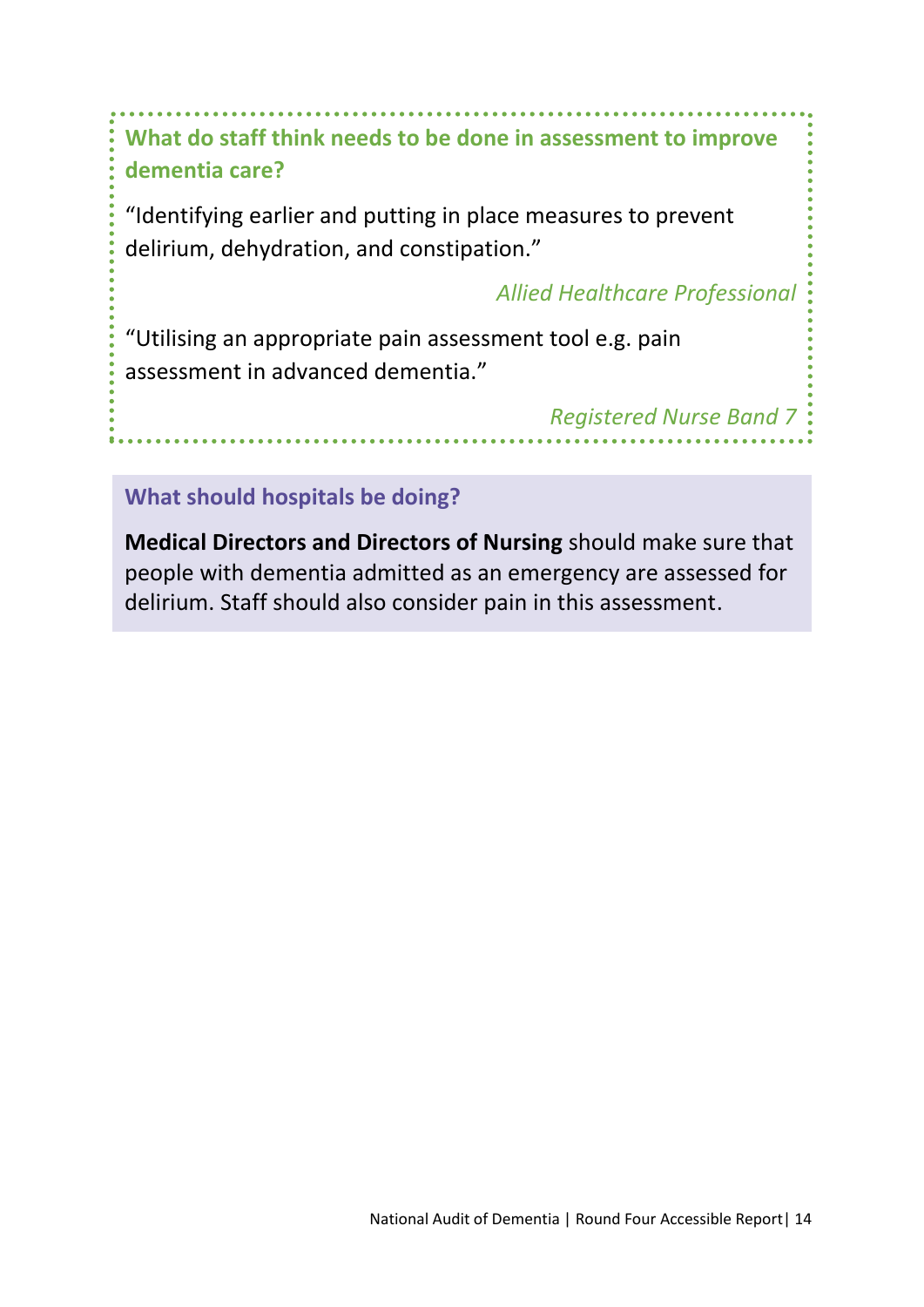### What do staff think needs to be done in assessment to improve dementia care?

"Identifying earlier and putting in place measures to prevent delirium, dehydration, and constipation."

*Allied Healthcare Professional*

"Utilising an appropriate pain assessment tool e.g. pain assessment in advanced dementia."

*Registered Nurse Band 7*

### What should hospitals be doing?

**Medical Directors and Directors of Nursing** should make sure that people with dementia admitted as an emergency are assessed for delirium. Staff should also consider pain in this assessment.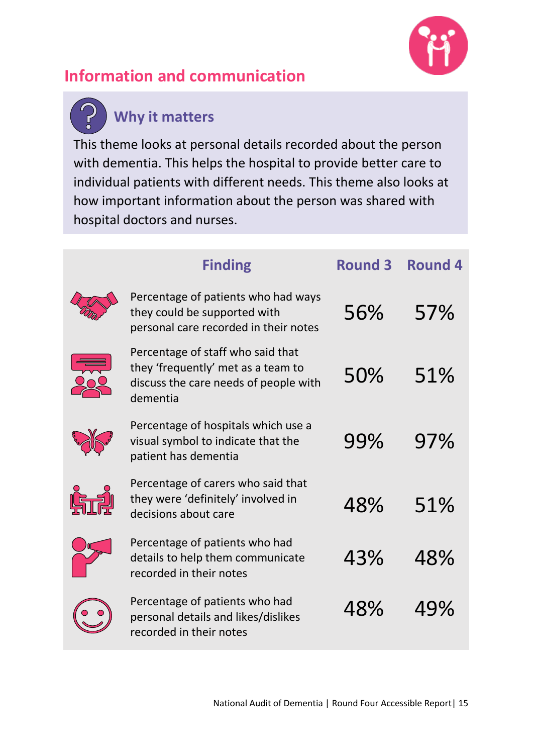## Information and communication

### Why it matters

This theme looks at personal details recorded about the person with dementia. This helps the hospital to provide better care to individual patients with different needs. This theme also looks at how important information about the person was shared with hospital doctors and nurses.

| Finding | Round 3 | Round 4 |
| --- | --- | --- |
| Percentage of patients who had ways they could be supported with personal care recorded in their notes | 56% | 57% |
| Percentage of staff who said that they 'frequently' met as a team to discuss the care needs of people with dementia | 50% | 51% |
| Percentage of hospitals which use a visual symbol to indicate that the patient has dementia | 99% | 97% |
| Percentage of carers who said that they were 'definitely' involved in decisions about care | 48% | 51% |
| Percentage of patients who had details to help them communicate recorded in their notes | 43% | 48% |
| Percentage of patients who had personal details and likes/dislikes recorded in their notes | 48% | 49% |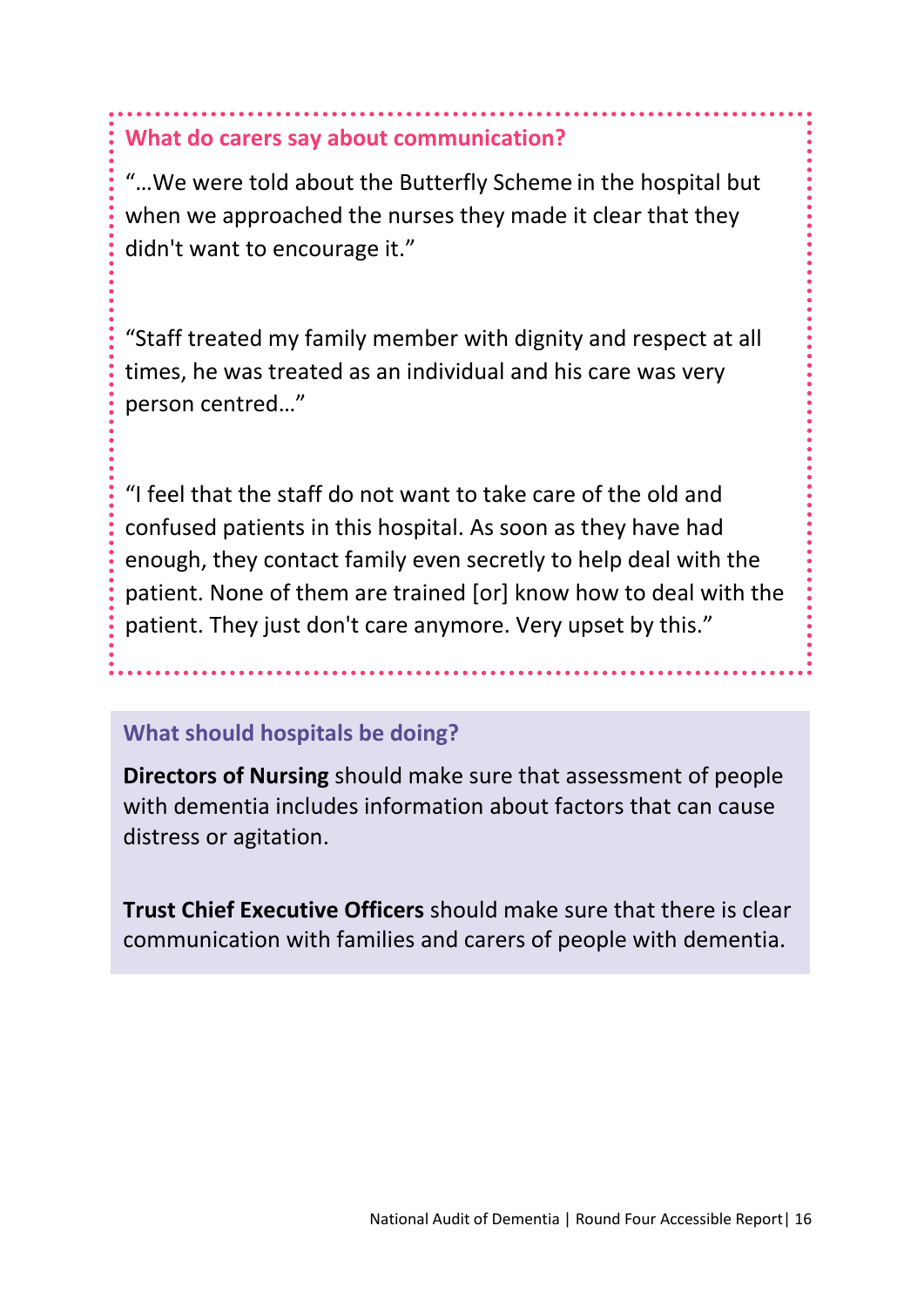## What do carers say about communication?

"…We were told about the Butterfly Scheme in the hospital but when we approached the nurses they made it clear that they didn't want to encourage it."

"Staff treated my family member with dignity and respect at all times, he was treated as an individual and his care was very person centred…"

"I feel that the staff do not want to take care of the old and confused patients in this hospital. As soon as they have had enough, they contact family even secretly to help deal with the patient. None of them are trained [or] know how to deal with the patient. They just don't care anymore. Very upset by this."

## What should hospitals be doing?

**Directors of Nursing** should make sure that assessment of people with dementia includes information about factors that can cause distress or agitation.

**Trust Chief Executive Officers** should make sure that there is clear communication with families and carers of people with dementia.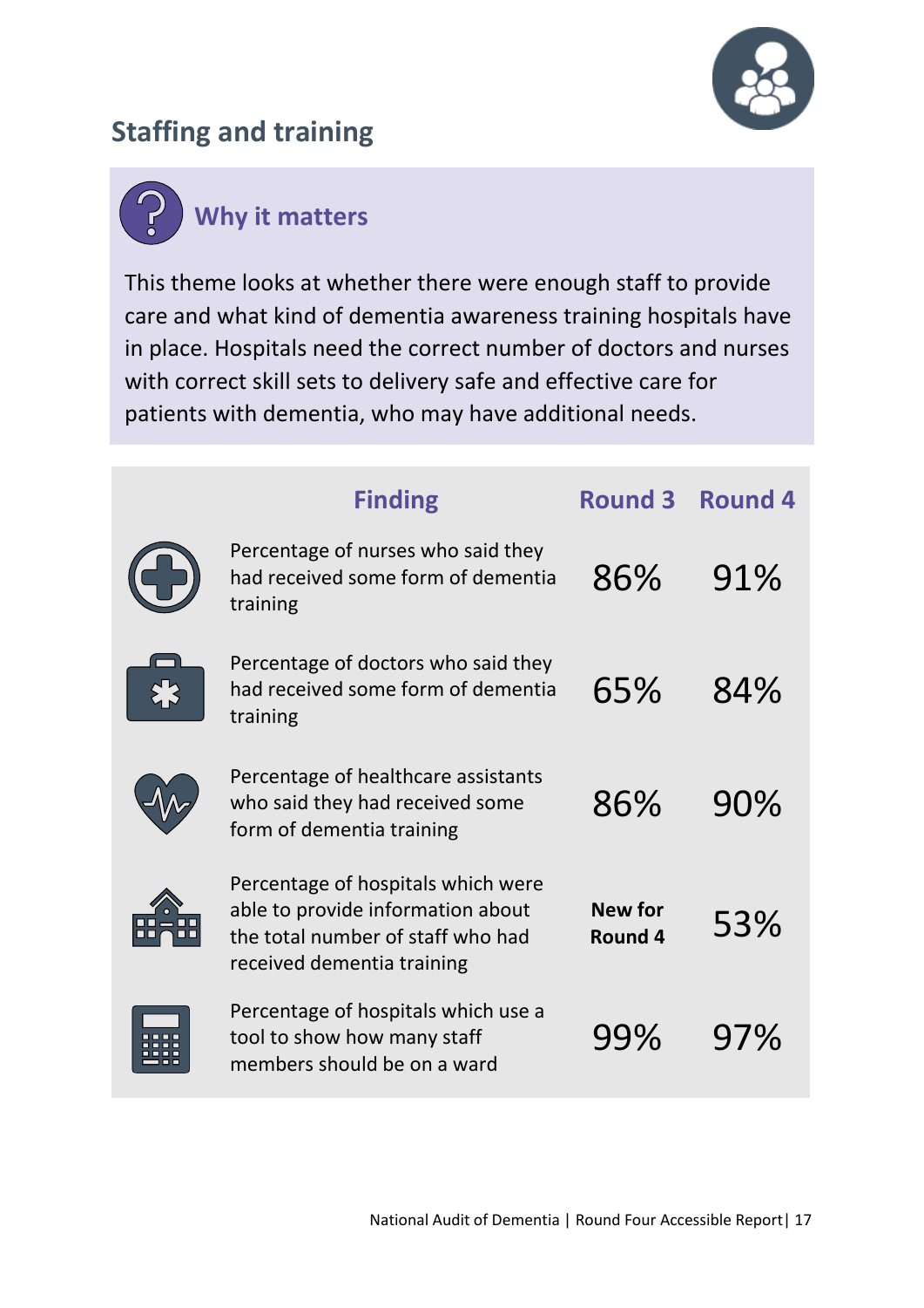## Staffing and training

### Why it matters

This theme looks at whether there were enough staff to provide care and what kind of dementia awareness training hospitals have in place. Hospitals need the correct number of doctors and nurses with correct skill sets to delivery safe and effective care for patients with dementia, who may have additional needs.

| Finding | Round 3 | Round 4 |
|---|---|---|
| Percentage of nurses who said they had received some form of dementia training | 86% | 91% |
| Percentage of doctors who said they had received some form of dementia training | 65% | 84% |
| Percentage of healthcare assistants who said they had received some form of dementia training | 86% | 90% |
| Percentage of hospitals which were able to provide information about the total number of staff who had received dementia training | **New for Round 4** | 53% |
| Percentage of hospitals which use a tool to show how many staff members should be on a ward | 99% | 97% |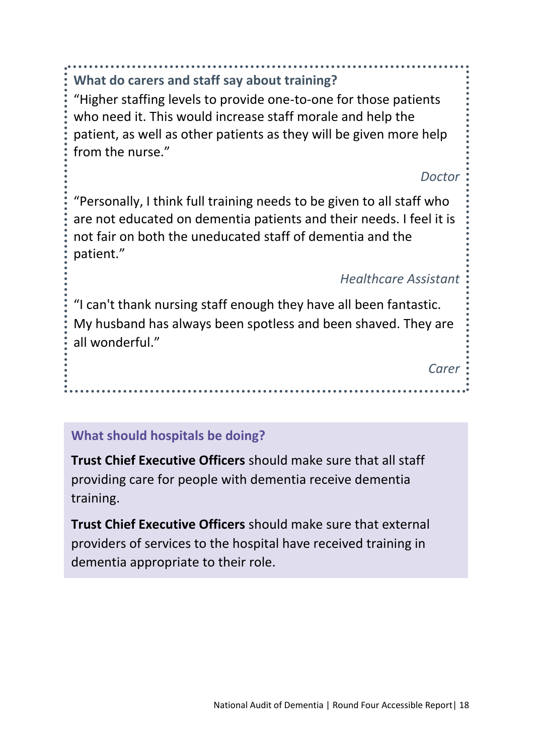### What do carers and staff say about training?

"Higher staffing levels to provide one-to-one for those patients who need it. This would increase staff morale and help the patient, as well as other patients as they will be given more help from the nurse."

*Doctor*

"Personally, I think full training needs to be given to all staff who are not educated on dementia patients and their needs. I feel it is not fair on both the uneducated staff of dementia and the patient."

*Healthcare Assistant*

"I can't thank nursing staff enough they have all been fantastic. My husband has always been spotless and been shaved. They are all wonderful."

*Carer*

### What should hospitals be doing?

**Trust Chief Executive Officers** should make sure that all staff providing care for people with dementia receive dementia training.

**Trust Chief Executive Officers** should make sure that external providers of services to the hospital have received training in dementia appropriate to their role.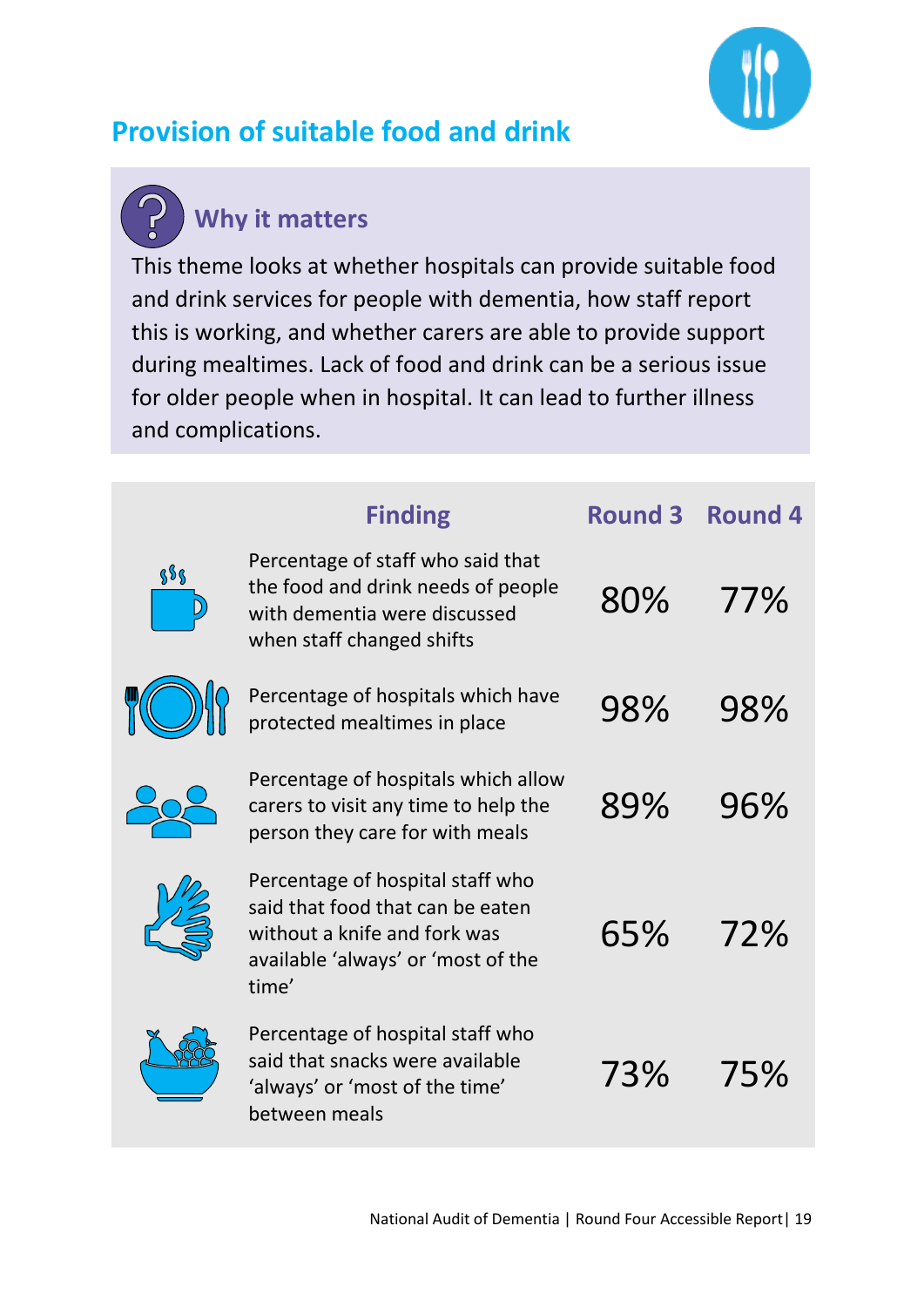## Provision of suitable food and drink

### Why it matters

This theme looks at whether hospitals can provide suitable food and drink services for people with dementia, how staff report this is working, and whether carers are able to provide support during mealtimes. Lack of food and drink can be a serious issue for older people when in hospital. It can lead to further illness and complications.

| Finding | Round 3 | Round 4 |
|---|---|---|
| Percentage of staff who said that the food and drink needs of people with dementia were discussed when staff changed shifts | 80% | 77% |
| Percentage of hospitals which have protected mealtimes in place | 98% | 98% |
| Percentage of hospitals which allow carers to visit any time to help the person they care for with meals | 89% | 96% |
| Percentage of hospital staff who said that food that can be eaten without a knife and fork was available 'always' or 'most of the time' | 65% | 72% |
| Percentage of hospital staff who said that snacks were available 'always' or 'most of the time' between meals | 73% | 75% |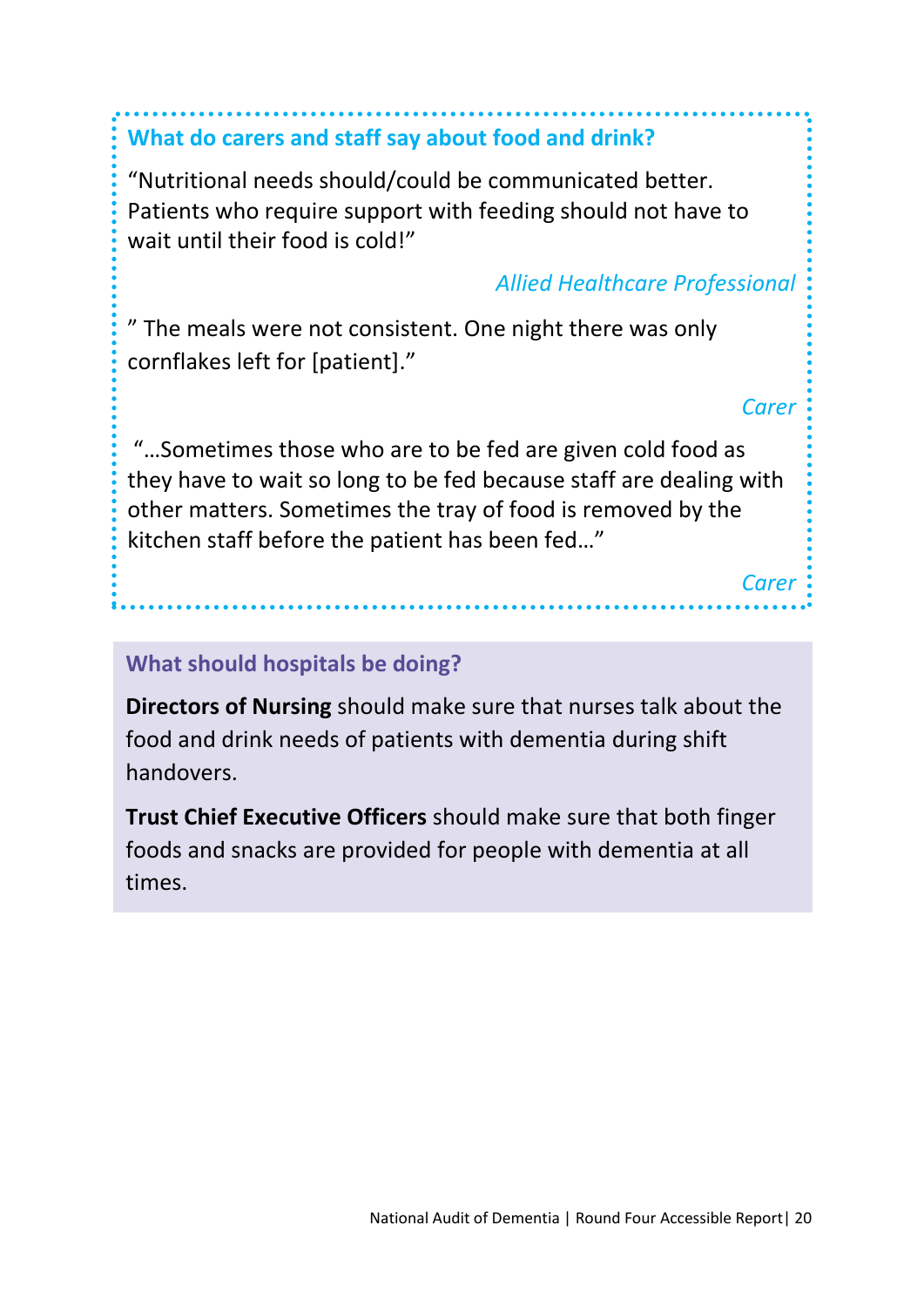## What do carers and staff say about food and drink?

"Nutritional needs should/could be communicated better. Patients who require support with feeding should not have to wait until their food is cold!"

*Allied Healthcare Professional*

" The meals were not consistent. One night there was only cornflakes left for [patient]."

*Carer*

"…Sometimes those who are to be fed are given cold food as they have to wait so long to be fed because staff are dealing with other matters. Sometimes the tray of food is removed by the kitchen staff before the patient has been fed…"

*Carer*

## What should hospitals be doing?

**Directors of Nursing** should make sure that nurses talk about the food and drink needs of patients with dementia during shift handovers.

**Trust Chief Executive Officers** should make sure that both finger foods and snacks are provided for people with dementia at all times.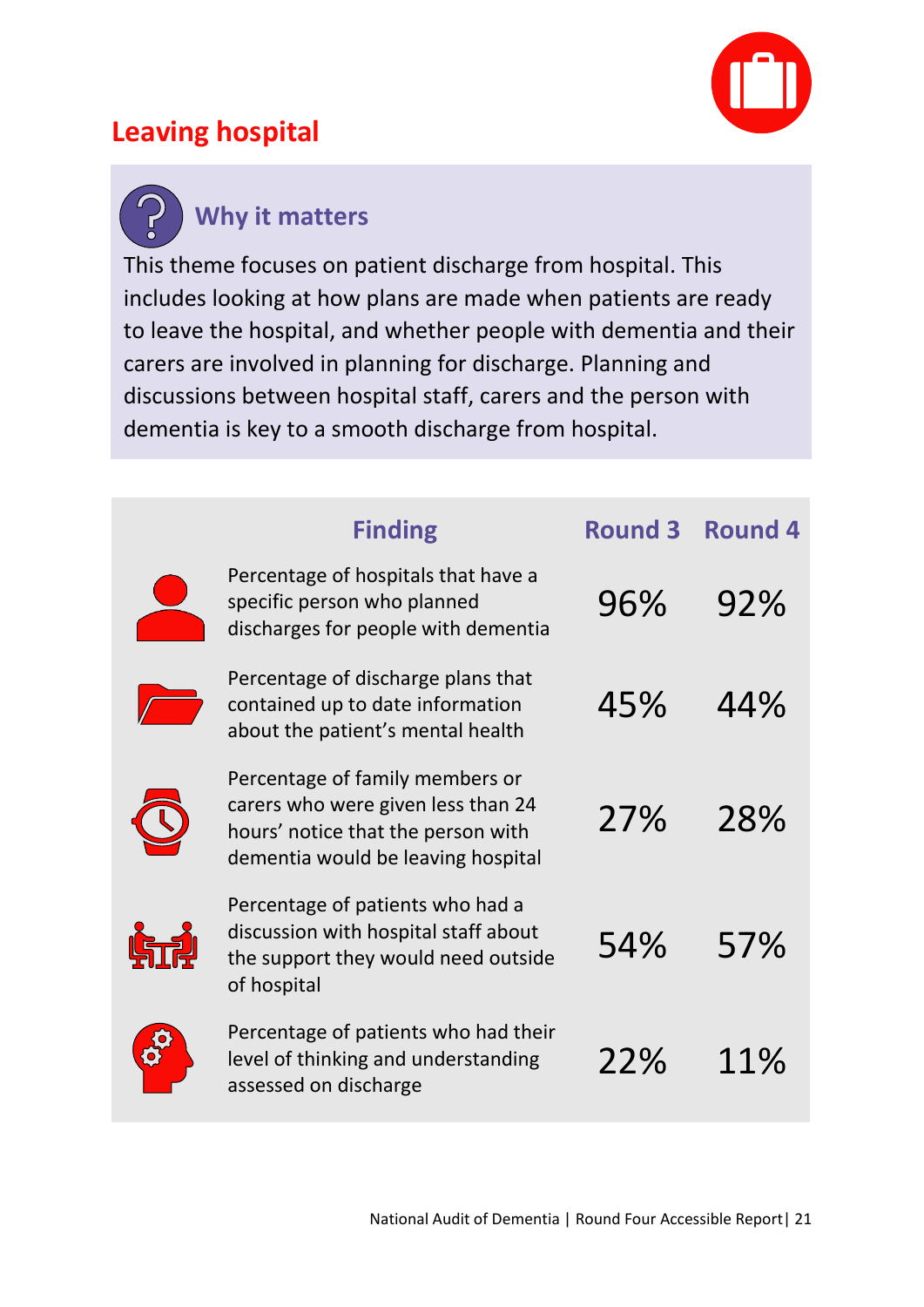## Leaving hospital

### Why it matters

This theme focuses on patient discharge from hospital. This includes looking at how plans are made when patients are ready to leave the hospital, and whether people with dementia and their carers are involved in planning for discharge. Planning and discussions between hospital staff, carers and the person with dementia is key to a smooth discharge from hospital.

| Finding | Round 3 | Round 4 |
| --- | --- | --- |
| Percentage of hospitals that have a specific person who planned discharges for people with dementia | 96% | 92% |
| Percentage of discharge plans that contained up to date information about the patient's mental health | 45% | 44% |
| Percentage of family members or carers who were given less than 24 hours' notice that the person with dementia would be leaving hospital | 27% | 28% |
| Percentage of patients who had a discussion with hospital staff about the support they would need outside of hospital | 54% | 57% |
| Percentage of patients who had their level of thinking and understanding assessed on discharge | 22% | 11% |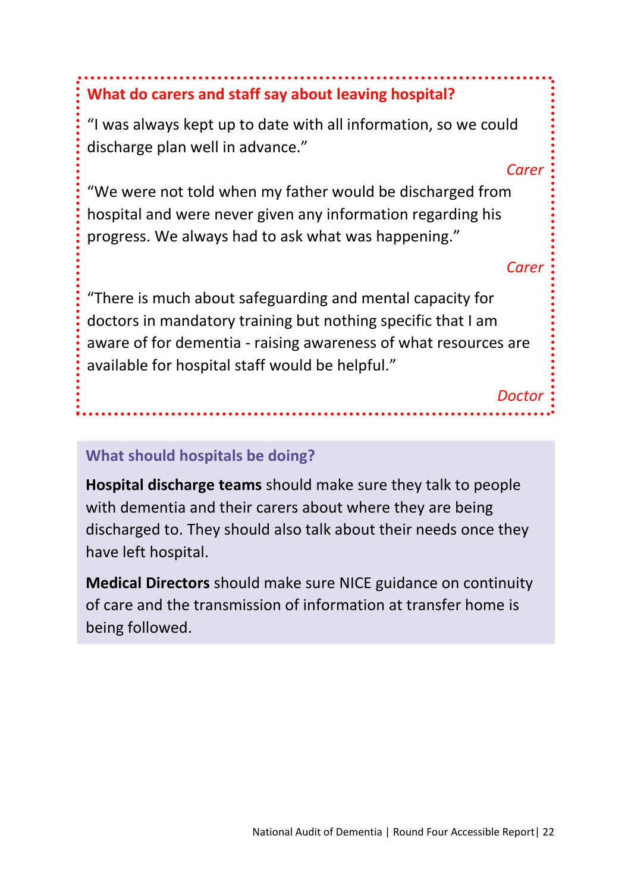### What do carers and staff say about leaving hospital?

"I was always kept up to date with all information, so we could discharge plan well in advance."

*Carer*

"We were not told when my father would be discharged from hospital and were never given any information regarding his progress. We always had to ask what was happening."

*Carer*

"There is much about safeguarding and mental capacity for doctors in mandatory training but nothing specific that I am aware of for dementia - raising awareness of what resources are available for hospital staff would be helpful."

*Doctor*

### What should hospitals be doing?

**Hospital discharge teams** should make sure they talk to people with dementia and their carers about where they are being discharged to. They should also talk about their needs once they have left hospital.

**Medical Directors** should make sure NICE guidance on continuity of care and the transmission of information at transfer home is being followed.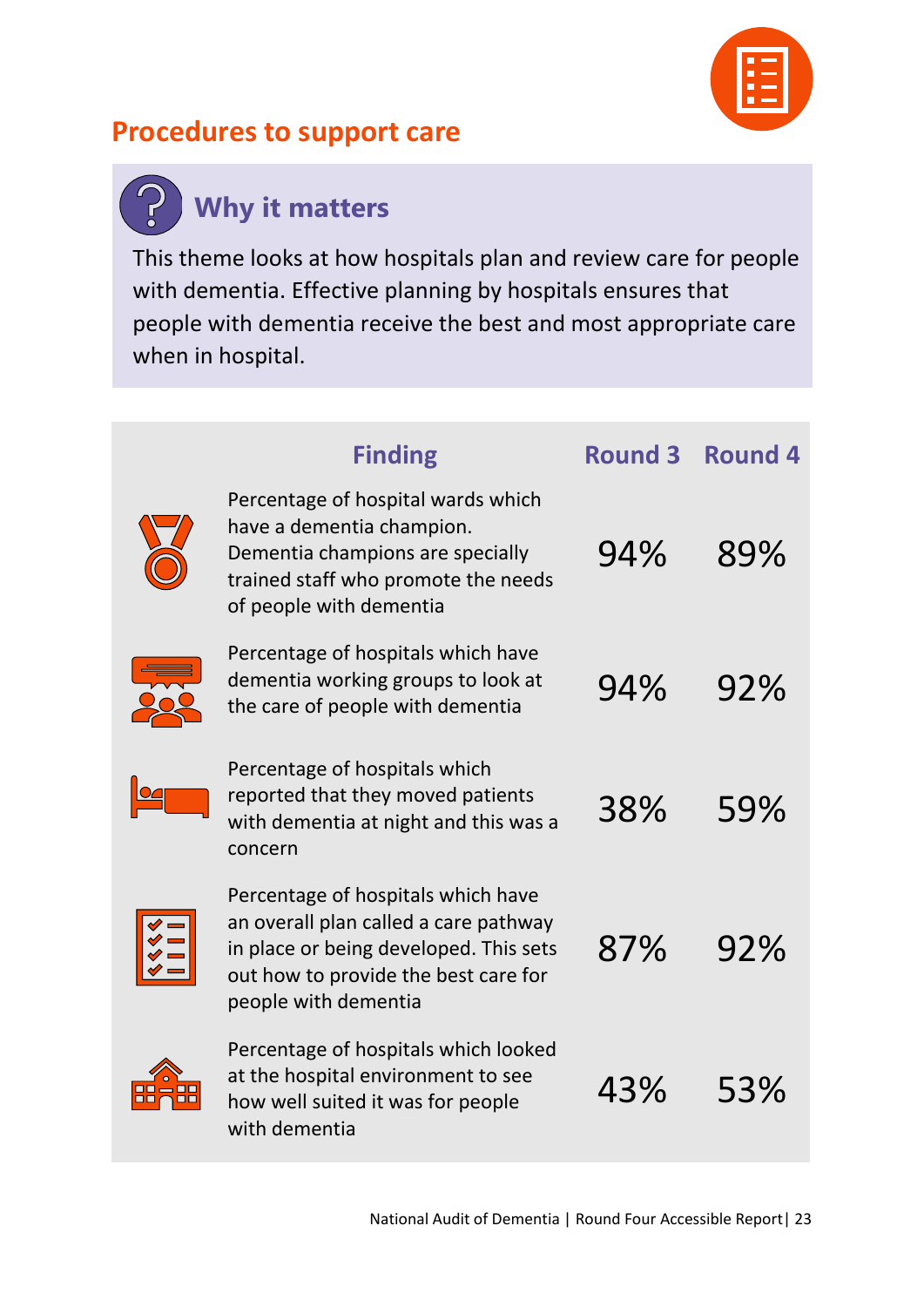## Procedures to support care

### Why it matters

This theme looks at how hospitals plan and review care for people with dementia. Effective planning by hospitals ensures that people with dementia receive the best and most appropriate care when in hospital.

| Finding | Round 3 | Round 4 |
|---|---|---|
| Percentage of hospital wards which have a dementia champion. Dementia champions are specially trained staff who promote the needs of people with dementia | 94% | 89% |
| Percentage of hospitals which have dementia working groups to look at the care of people with dementia | 94% | 92% |
| Percentage of hospitals which reported that they moved patients with dementia at night and this was a concern | 38% | 59% |
| Percentage of hospitals which have an overall plan called a care pathway in place or being developed. This sets out how to provide the best care for people with dementia | 87% | 92% |
| Percentage of hospitals which looked at the hospital environment to see how well suited it was for people with dementia | 43% | 53% |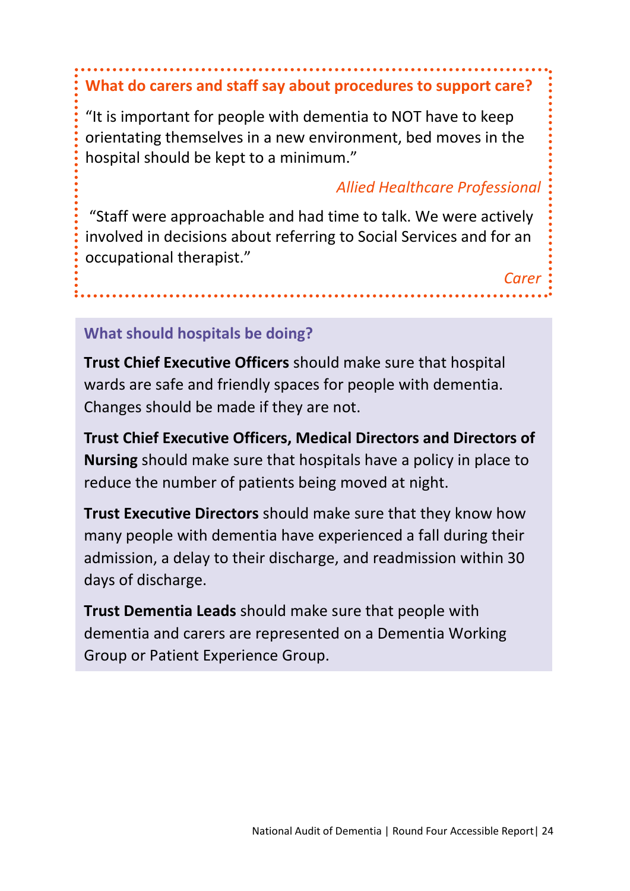### What do carers and staff say about procedures to support care?

"It is important for people with dementia to NOT have to keep orientating themselves in a new environment, bed moves in the hospital should be kept to a minimum."

*Allied Healthcare Professional*

"Staff were approachable and had time to talk. We were actively involved in decisions about referring to Social Services and for an occupational therapist."

*Carer*

### What should hospitals be doing?

**Trust Chief Executive Officers** should make sure that hospital wards are safe and friendly spaces for people with dementia. Changes should be made if they are not.

**Trust Chief Executive Officers, Medical Directors and Directors of Nursing** should make sure that hospitals have a policy in place to reduce the number of patients being moved at night.

**Trust Executive Directors** should make sure that they know how many people with dementia have experienced a fall during their admission, a delay to their discharge, and readmission within 30 days of discharge.

**Trust Dementia Leads** should make sure that people with dementia and carers are represented on a Dementia Working Group or Patient Experience Group.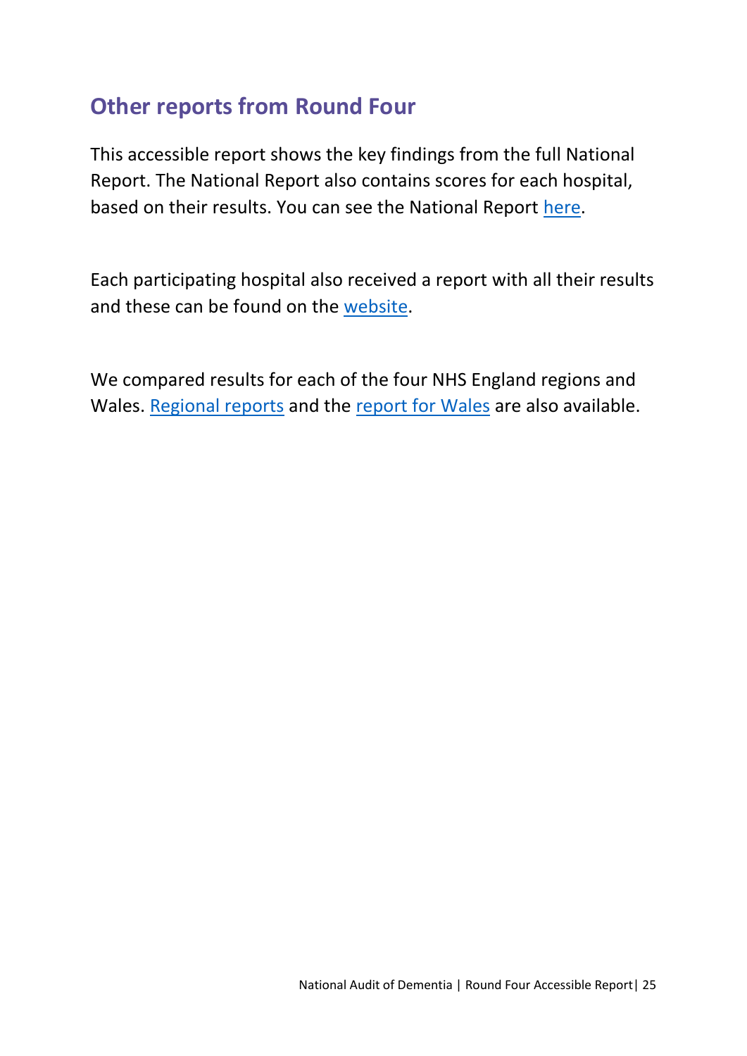## Other reports from Round Four

This accessible report shows the key findings from the full National Report. The National Report also contains scores for each hospital, based on their results. You can see the National Report here.

Each participating hospital also received a report with all their results and these can be found on the website.

We compared results for each of the four NHS England regions and Wales. Regional reports and the report for Wales are also available.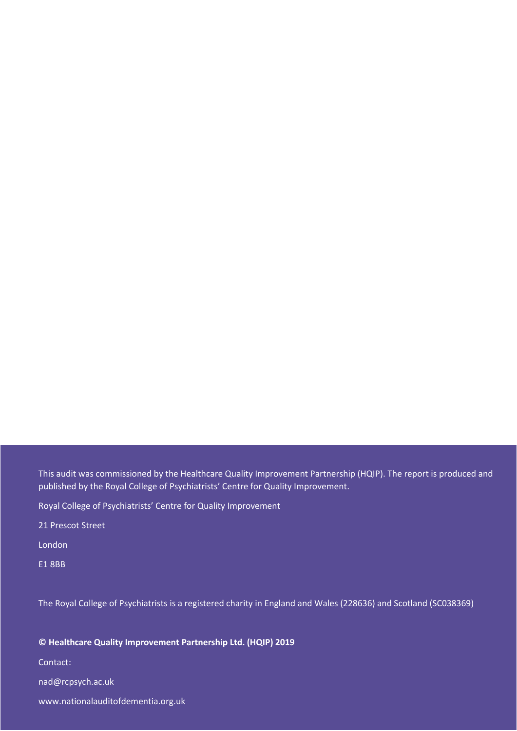This audit was commissioned by the Healthcare Quality Improvement Partnership (HQIP). The report is produced and published by the Royal College of Psychiatrists' Centre for Quality Improvement.

Royal College of Psychiatrists' Centre for Quality Improvement

21 Prescot Street

London

E1 8BB

The Royal College of Psychiatrists is a registered charity in England and Wales (228636) and Scotland (SC038369)

**© Healthcare Quality Improvement Partnership Ltd. (HQIP) 2019**

Contact:

nad@rcpsych.ac.uk

www.nationalauditofdementia.org.uk